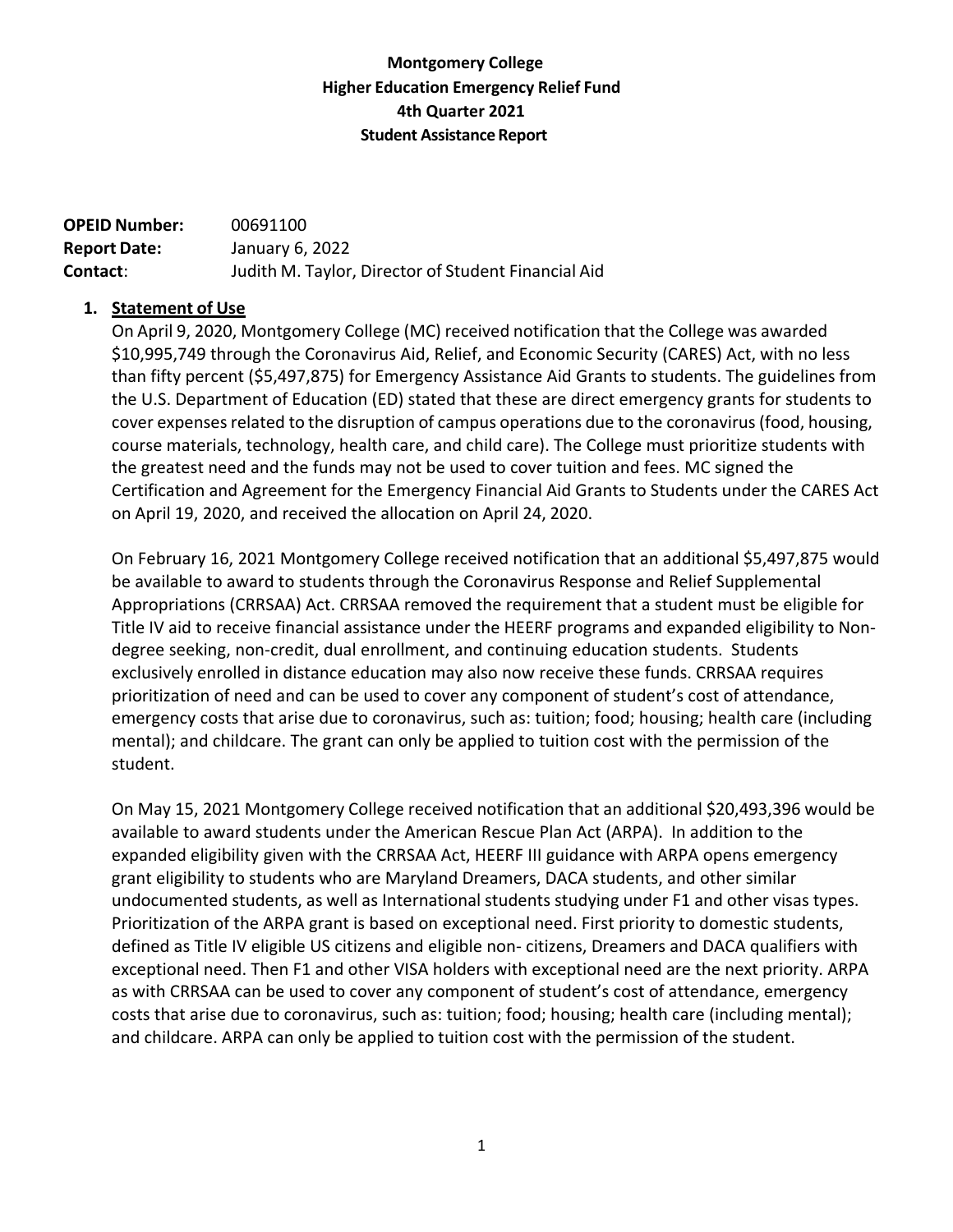**Montgomery College**
**Higher Education Emergency Relief Fund**
**4th Quarter 2021**
**Student Assistance Report**

**OPEID Number:** 00691100
**Report Date:** January 6, 2022
**Contact**: Judith M. Taylor, Director of Student Financial Aid

1. **Statement of Use**

   On April 9, 2020, Montgomery College (MC) received notification that the College was awarded $10,995,749 through the Coronavirus Aid, Relief, and Economic Security (CARES) Act, with no less than fifty percent ($5,497,875) for Emergency Assistance Aid Grants to students. The guidelines from the U.S. Department of Education (ED) stated that these are direct emergency grants for students to cover expenses related to the disruption of campus operations due to the coronavirus (food, housing, course materials, technology, health care, and child care). The College must prioritize students with the greatest need and the funds may not be used to cover tuition and fees. MC signed the Certification and Agreement for the Emergency Financial Aid Grants to Students under the CARES Act on April 19, 2020, and received the allocation on April 24, 2020.

   On February 16, 2021 Montgomery College received notification that an additional $5,497,875 would be available to award to students through the Coronavirus Response and Relief Supplemental Appropriations (CRRSAA) Act. CRRSAA removed the requirement that a student must be eligible for Title IV aid to receive financial assistance under the HEERF programs and expanded eligibility to Non-degree seeking, non-credit, dual enrollment, and continuing education students. Students exclusively enrolled in distance education may also now receive these funds. CRRSAA requires prioritization of need and can be used to cover any component of student's cost of attendance, emergency costs that arise due to coronavirus, such as: tuition; food; housing; health care (including mental); and childcare. The grant can only be applied to tuition cost with the permission of the student.

   On May 15, 2021 Montgomery College received notification that an additional $20,493,396 would be available to award students under the American Rescue Plan Act (ARPA). In addition to the expanded eligibility given with the CRRSAA Act, HEERF III guidance with ARPA opens emergency grant eligibility to students who are Maryland Dreamers, DACA students, and other similar undocumented students, as well as International students studying under F1 and other visas types. Prioritization of the ARPA grant is based on exceptional need. First priority to domestic students, defined as Title IV eligible US citizens and eligible non- citizens, Dreamers and DACA qualifiers with exceptional need. Then F1 and other VISA holders with exceptional need are the next priority. ARPA as with CRRSAA can be used to cover any component of student's cost of attendance, emergency costs that arise due to coronavirus, such as: tuition; food; housing; health care (including mental); and childcare. ARPA can only be applied to tuition cost with the permission of the student.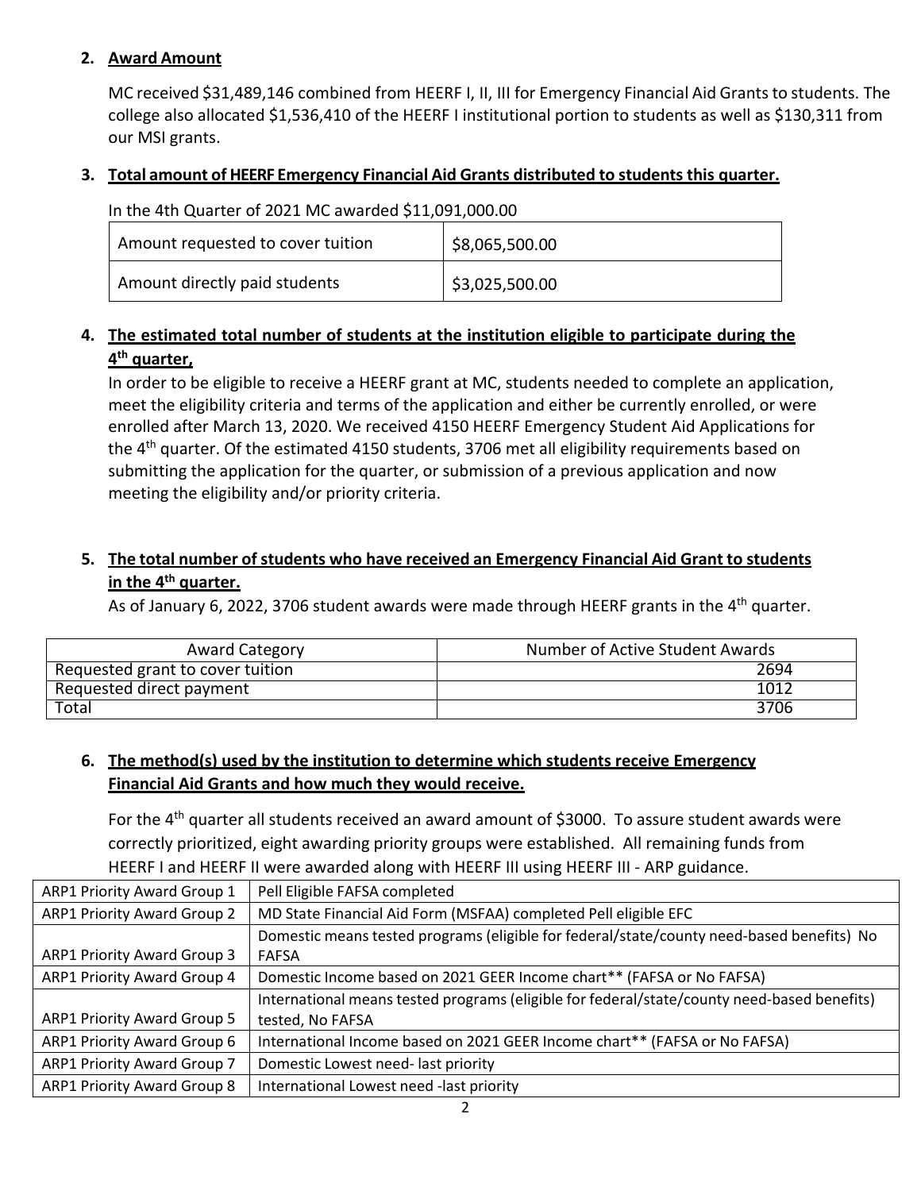2. **Award Amount**

MC received $31,489,146 combined from HEERF I, II, III for Emergency Financial Aid Grants to students. The college also allocated $1,536,410 of the HEERF I institutional portion to students as well as $130,311 from our MSI grants.

3. **Total amount of HEERF Emergency Financial Aid Grants distributed to students this quarter.**

In the 4th Quarter of 2021 MC awarded $11,091,000.00

| Amount requested to cover tuition | $8,065,500.00 |
|---|---|
| Amount directly paid students | $3,025,500.00 |

4. **The estimated total number of students at the institution eligible to participate during the 4th quarter,**

In order to be eligible to receive a HEERF grant at MC, students needed to complete an application, meet the eligibility criteria and terms of the application and either be currently enrolled, or were enrolled after March 13, 2020. We received 4150 HEERF Emergency Student Aid Applications for the 4th quarter. Of the estimated 4150 students, 3706 met all eligibility requirements based on submitting the application for the quarter, or submission of a previous application and now meeting the eligibility and/or priority criteria.

5. **The total number of students who have received an Emergency Financial Aid Grant to students in the 4th quarter.**

As of January 6, 2022, 3706 student awards were made through HEERF grants in the 4th quarter.

| Award Category | Number of Active Student Awards |
|---|---|
| Requested grant to cover tuition | 2694 |
| Requested direct payment | 1012 |
| Total | 3706 |

6. **The method(s) used by the institution to determine which students receive Emergency Financial Aid Grants and how much they would receive.**

For the 4th quarter all students received an award amount of $3000. To assure student awards were correctly prioritized, eight awarding priority groups were established. All remaining funds from HEERF I and HEERF II were awarded along with HEERF III using HEERF III - ARP guidance.

| ARP1 Priority Award Group 1 | Pell Eligible FAFSA completed |
|---|---|
| ARP1 Priority Award Group 2 | MD State Financial Aid Form (MSFAA) completed Pell eligible EFC |
| ARP1 Priority Award Group 3 | Domestic means tested programs (eligible for federal/state/county need-based benefits) No FAFSA |
| ARP1 Priority Award Group 4 | Domestic Income based on 2021 GEER Income chart** (FAFSA or No FAFSA) |
| ARP1 Priority Award Group 5 | International means tested programs (eligible for federal/state/county need-based benefits) tested, No FAFSA |
| ARP1 Priority Award Group 6 | International Income based on 2021 GEER Income chart** (FAFSA or No FAFSA) |
| ARP1 Priority Award Group 7 | Domestic Lowest need- last priority |
| ARP1 Priority Award Group 8 | International Lowest need -last priority |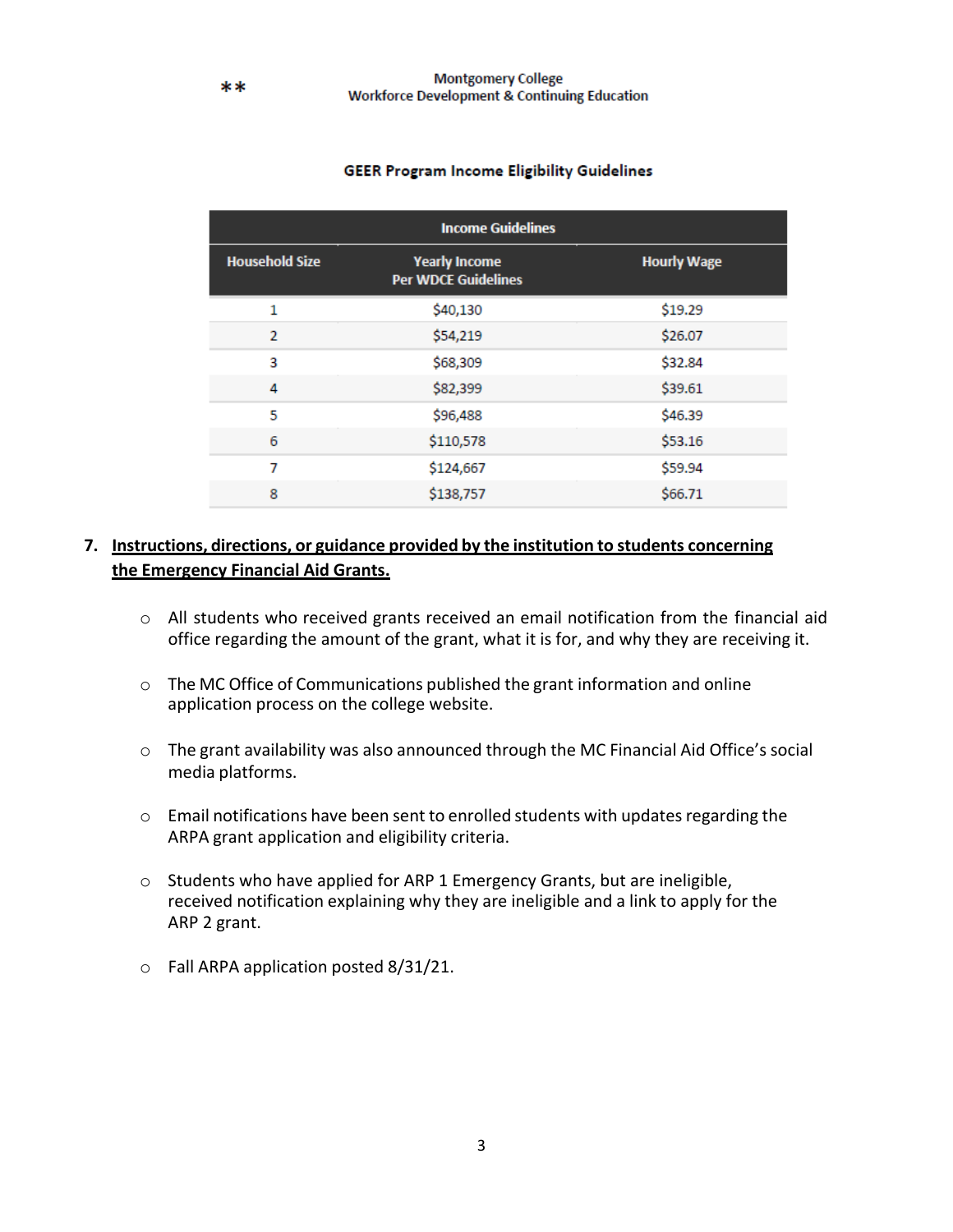**

Montgomery College
Workforce Development & Continuing Education

**GEER Program Income Eligibility Guidelines**

| Income Guidelines | | |
|---|---|---|
| Household Size | Yearly Income Per WDCE Guidelines | Hourly Wage |
| 1 | $40,130 | $19.29 |
| 2 | $54,219 | $26.07 |
| 3 | $68,309 | $32.84 |
| 4 | $82,399 | $39.61 |
| 5 | $96,488 | $46.39 |
| 6 | $110,578 | $53.16 |
| 7 | $124,667 | $59.94 |
| 8 | $138,757 | $66.71 |

7. **Instructions, directions, or guidance provided by the institution to students concerning the Emergency Financial Aid Grants.**

   - All students who received grants received an email notification from the financial aid office regarding the amount of the grant, what it is for, and why they are receiving it.
   - The MC Office of Communications published the grant information and online application process on the college website.
   - The grant availability was also announced through the MC Financial Aid Office's social media platforms.
   - Email notifications have been sent to enrolled students with updates regarding the ARPA grant application and eligibility criteria.
   - Students who have applied for ARP 1 Emergency Grants, but are ineligible, received notification explaining why they are ineligible and a link to apply for the ARP 2 grant.
   - Fall ARPA application posted 8/31/21.